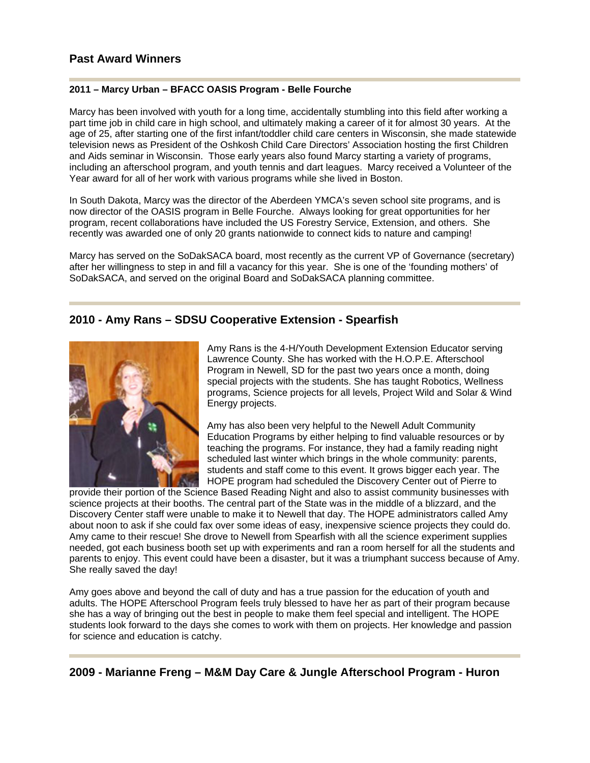## Past Award Winners

---

**2011 – Marcy Urban – BFACC OASIS Program - Belle Fourche**

Marcy has been involved with youth for a long time, accidentally stumbling into this field after working a part time job in child care in high school, and ultimately making a career of it for almost 30 years. At the age of 25, after starting one of the first infant/toddler child care centers in Wisconsin, she made statewide television news as President of the Oshkosh Child Care Directors' Association hosting the first Children and Aids seminar in Wisconsin. Those early years also found Marcy starting a variety of programs, including an afterschool program, and youth tennis and dart leagues. Marcy received a Volunteer of the Year award for all of her work with various programs while she lived in Boston.

In South Dakota, Marcy was the director of the Aberdeen YMCA's seven school site programs, and is now director of the OASIS program in Belle Fourche. Always looking for great opportunities for her program, recent collaborations have included the US Forestry Service, Extension, and others. She recently was awarded one of only 20 grants nationwide to connect kids to nature and camping!

Marcy has served on the SoDakSACA board, most recently as the current VP of Governance (secretary) after her willingness to step in and fill a vacancy for this year. She is one of the 'founding mothers' of SoDakSACA, and served on the original Board and SoDakSACA planning committee.

---

### 2010 - Amy Rans – SDSU Cooperative Extension - Spearfish

Amy Rans is the 4-H/Youth Development Extension Educator serving Lawrence County. She has worked with the H.O.P.E. Afterschool Program in Newell, SD for the past two years once a month, doing special projects with the students. She has taught Robotics, Wellness programs, Science projects for all levels, Project Wild and Solar & Wind Energy projects.

Amy has also been very helpful to the Newell Adult Community Education Programs by either helping to find valuable resources or by teaching the programs. For instance, they had a family reading night scheduled last winter which brings in the whole community: parents, students and staff come to this event. It grows bigger each year. The HOPE program had scheduled the Discovery Center out of Pierre to provide their portion of the Science Based Reading Night and also to assist community businesses with science projects at their booths. The central part of the State was in the middle of a blizzard, and the Discovery Center staff were unable to make it to Newell that day. The HOPE administrators called Amy about noon to ask if she could fax over some ideas of easy, inexpensive science projects they could do. Amy came to their rescue! She drove to Newell from Spearfish with all the science experiment supplies needed, got each business booth set up with experiments and ran a room herself for all the students and parents to enjoy. This event could have been a disaster, but it was a triumphant success because of Amy. She really saved the day!

Amy goes above and beyond the call of duty and has a true passion for the education of youth and adults. The HOPE Afterschool Program feels truly blessed to have her as part of their program because she has a way of bringing out the best in people to make them feel special and intelligent. The HOPE students look forward to the days she comes to work with them on projects. Her knowledge and passion for science and education is catchy.

---

### 2009 - Marianne Freng – M&M Day Care & Jungle Afterschool Program - Huron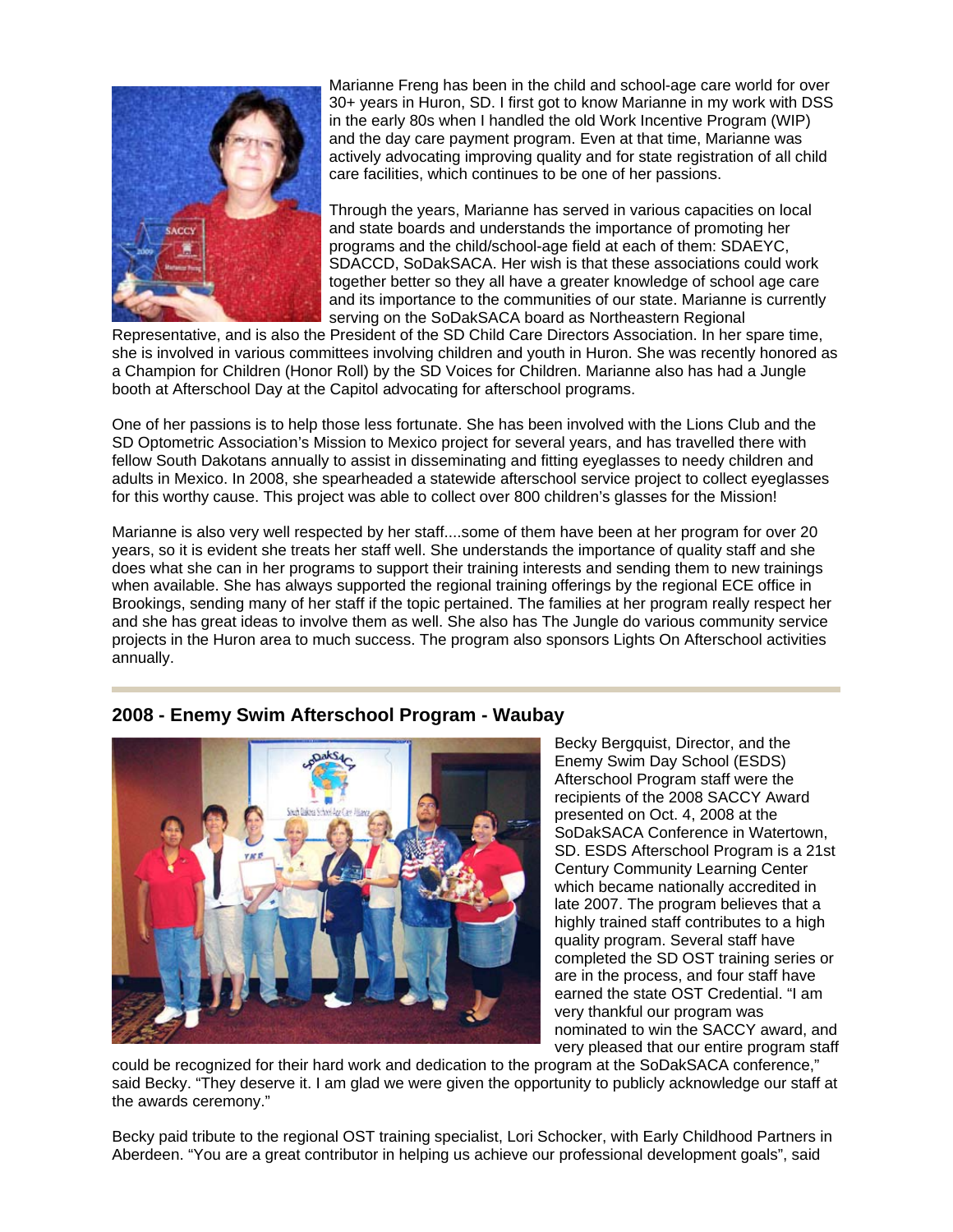Marianne Freng has been in the child and school-age care world for over 30+ years in Huron, SD. I first got to know Marianne in my work with DSS in the early 80s when I handled the old Work Incentive Program (WIP) and the day care payment program. Even at that time, Marianne was actively advocating improving quality and for state registration of all child care facilities, which continues to be one of her passions.

Through the years, Marianne has served in various capacities on local and state boards and understands the importance of promoting her programs and the child/school-age field at each of them: SDAEYC, SDACCD, SoDakSACA. Her wish is that these associations could work together better so they all have a greater knowledge of school age care and its importance to the communities of our state. Marianne is currently serving on the SoDakSACA board as Northeastern Regional Representative, and is also the President of the SD Child Care Directors Association. In her spare time, she is involved in various committees involving children and youth in Huron. She was recently honored as a Champion for Children (Honor Roll) by the SD Voices for Children. Marianne also has had a Jungle booth at Afterschool Day at the Capitol advocating for afterschool programs.

One of her passions is to help those less fortunate. She has been involved with the Lions Club and the SD Optometric Association's Mission to Mexico project for several years, and has travelled there with fellow South Dakotans annually to assist in disseminating and fitting eyeglasses to needy children and adults in Mexico. In 2008, she spearheaded a statewide afterschool service project to collect eyeglasses for this worthy cause. This project was able to collect over 800 children's glasses for the Mission!

Marianne is also very well respected by her staff....some of them have been at her program for over 20 years, so it is evident she treats her staff well. She understands the importance of quality staff and she does what she can in her programs to support their training interests and sending them to new trainings when available. She has always supported the regional training offerings by the regional ECE office in Brookings, sending many of her staff if the topic pertained. The families at her program really respect her and she has great ideas to involve them as well. She also has The Jungle do various community service projects in the Huron area to much success. The program also sponsors Lights On Afterschool activities annually.

---

## 2008 - Enemy Swim Afterschool Program - Waubay

Becky Bergquist, Director, and the Enemy Swim Day School (ESDS) Afterschool Program staff were the recipients of the 2008 SACCY Award presented on Oct. 4, 2008 at the SoDakSACA Conference in Watertown, SD. ESDS Afterschool Program is a 21st Century Community Learning Center which became nationally accredited in late 2007. The program believes that a highly trained staff contributes to a high quality program. Several staff have completed the SD OST training series or are in the process, and four staff have earned the state OST Credential. "I am very thankful our program was nominated to win the SACCY award, and very pleased that our entire program staff could be recognized for their hard work and dedication to the program at the SoDakSACA conference," said Becky. "They deserve it. I am glad we were given the opportunity to publicly acknowledge our staff at the awards ceremony."

Becky paid tribute to the regional OST training specialist, Lori Schocker, with Early Childhood Partners in Aberdeen. "You are a great contributor in helping us achieve our professional development goals", said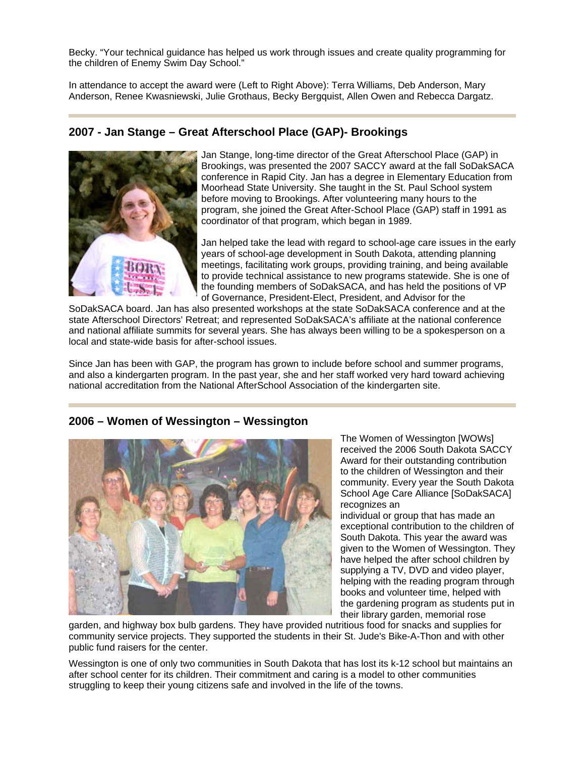Becky. "Your technical guidance has helped us work through issues and create quality programming for the children of Enemy Swim Day School."

In attendance to accept the award were (Left to Right Above): Terra Williams, Deb Anderson, Mary Anderson, Renee Kwasniewski, Julie Grothaus, Becky Bergquist, Allen Owen and Rebecca Dargatz.

---

## 2007 - Jan Stange – Great Afterschool Place (GAP)- Brookings

Jan Stange, long-time director of the Great Afterschool Place (GAP) in Brookings, was presented the 2007 SACCY award at the fall SoDakSACA conference in Rapid City. Jan has a degree in Elementary Education from Moorhead State University. She taught in the St. Paul School system before moving to Brookings. After volunteering many hours to the program, she joined the Great After-School Place (GAP) staff in 1991 as coordinator of that program, which began in 1989.

Jan helped take the lead with regard to school-age care issues in the early years of school-age development in South Dakota, attending planning meetings, facilitating work groups, providing training, and being available to provide technical assistance to new programs statewide. She is one of the founding members of SoDakSACA, and has held the positions of VP of Governance, President-Elect, President, and Advisor for the SoDakSACA board. Jan has also presented workshops at the state SoDakSACA conference and at the state Afterschool Directors' Retreat; and represented SoDakSACA's affiliate at the national conference and national affiliate summits for several years. She has always been willing to be a spokesperson on a local and state-wide basis for after-school issues.

Since Jan has been with GAP, the program has grown to include before school and summer programs, and also a kindergarten program. In the past year, she and her staff worked very hard toward achieving national accreditation from the National AfterSchool Association of the kindergarten site.

---

## 2006 – Women of Wessington – Wessington

The Women of Wessington [WOWs] received the 2006 South Dakota SACCY Award for their outstanding contribution to the children of Wessington and their community. Every year the South Dakota School Age Care Alliance [SoDakSACA] recognizes an individual or group that has made an exceptional contribution to the children of South Dakota. This year the award was given to the Women of Wessington. They have helped the after school children by supplying a TV, DVD and video player, helping with the reading program through books and volunteer time, helped with the gardening program as students put in their library garden, memorial rose garden, and highway box bulb gardens. They have provided nutritious food for snacks and supplies for community service projects. They supported the students in their St. Jude's Bike-A-Thon and with other public fund raisers for the center.

Wessington is one of only two communities in South Dakota that has lost its k-12 school but maintains an after school center for its children. Their commitment and caring is a model to other communities struggling to keep their young citizens safe and involved in the life of the towns.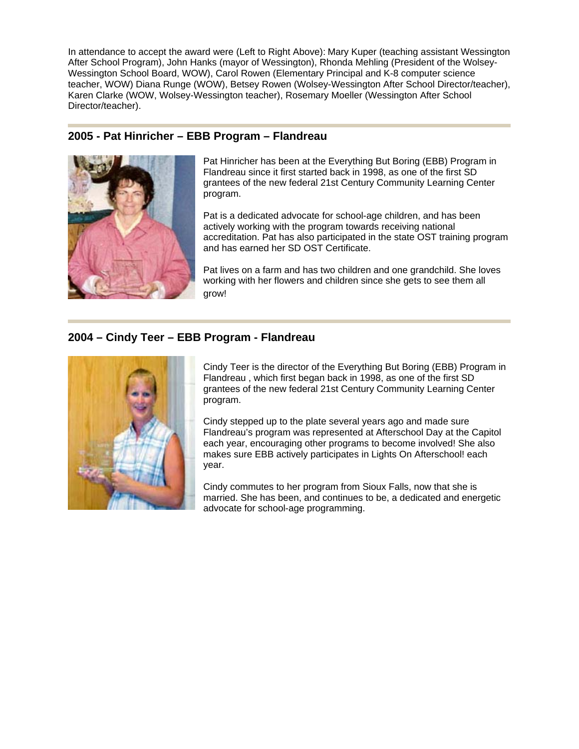In attendance to accept the award were (Left to Right Above): Mary Kuper (teaching assistant Wessington After School Program), John Hanks (mayor of Wessington), Rhonda Mehling (President of the Wolsey-Wessington School Board, WOW), Carol Rowen (Elementary Principal and K-8 computer science teacher, WOW) Diana Runge (WOW), Betsey Rowen (Wolsey-Wessington After School Director/teacher), Karen Clarke (WOW, Wolsey-Wessington teacher), Rosemary Moeller (Wessington After School Director/teacher).

---

### 2005 - Pat Hinricher – EBB Program – Flandreau

Pat Hinricher has been at the Everything But Boring (EBB) Program in Flandreau since it first started back in 1998, as one of the first SD grantees of the new federal 21st Century Community Learning Center program.

Pat is a dedicated advocate for school-age children, and has been actively working with the program towards receiving national accreditation. Pat has also participated in the state OST training program and has earned her SD OST Certificate.

Pat lives on a farm and has two children and one grandchild. She loves working with her flowers and children since she gets to see them all grow!

---

### 2004 – Cindy Teer – EBB Program - Flandreau

Cindy Teer is the director of the Everything But Boring (EBB) Program in Flandreau , which first began back in 1998, as one of the first SD grantees of the new federal 21st Century Community Learning Center program.

Cindy stepped up to the plate several years ago and made sure Flandreau's program was represented at Afterschool Day at the Capitol each year, encouraging other programs to become involved! She also makes sure EBB actively participates in Lights On Afterschool! each year.

Cindy commutes to her program from Sioux Falls, now that she is married. She has been, and continues to be, a dedicated and energetic advocate for school-age programming.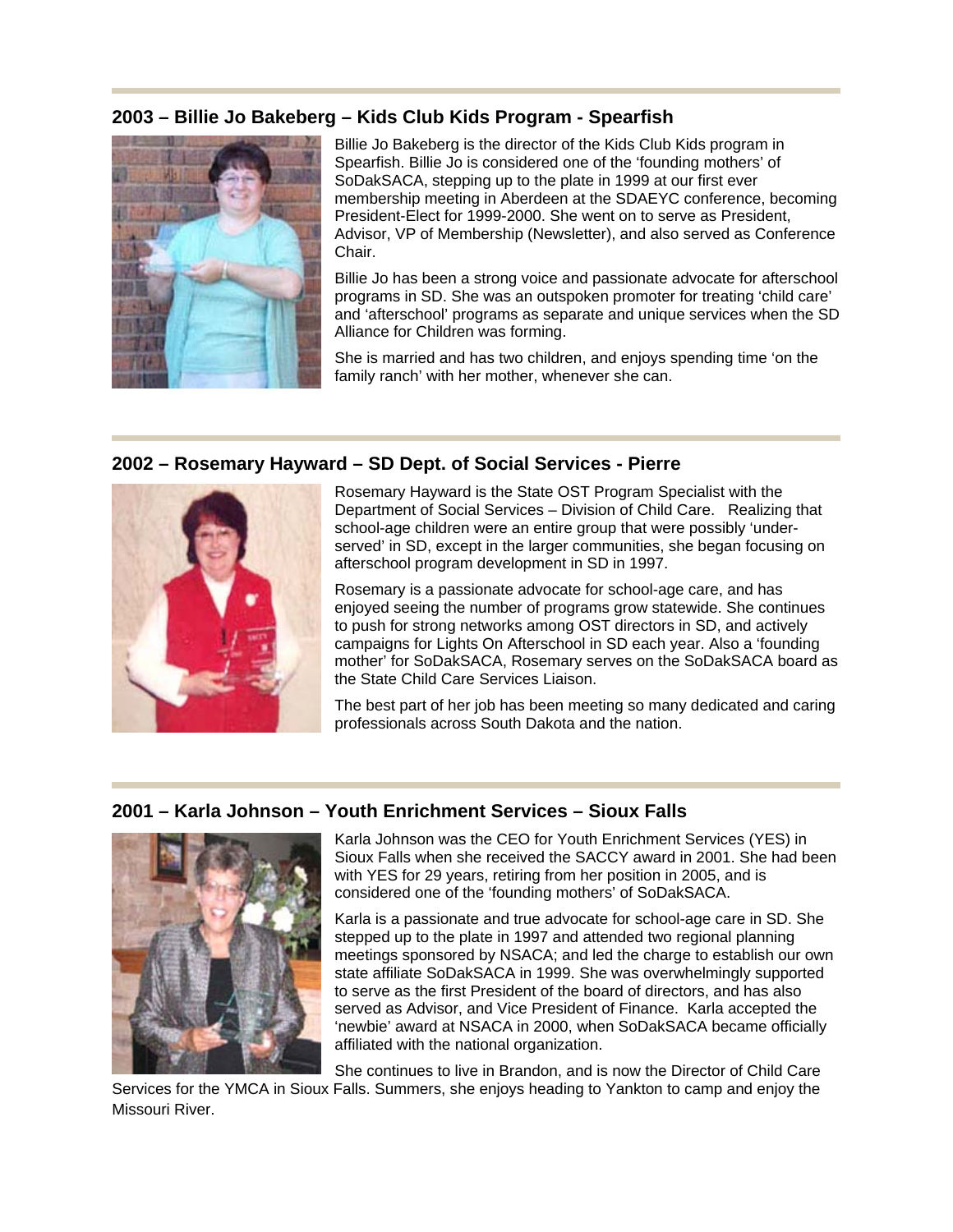## 2003 – Billie Jo Bakeberg – Kids Club Kids Program - Spearfish

Billie Jo Bakeberg is the director of the Kids Club Kids program in Spearfish. Billie Jo is considered one of the 'founding mothers' of SoDakSACA, stepping up to the plate in 1999 at our first ever membership meeting in Aberdeen at the SDAEYC conference, becoming President-Elect for 1999-2000. She went on to serve as President, Advisor, VP of Membership (Newsletter), and also served as Conference Chair.

Billie Jo has been a strong voice and passionate advocate for afterschool programs in SD. She was an outspoken promoter for treating 'child care' and 'afterschool' programs as separate and unique services when the SD Alliance for Children was forming.

She is married and has two children, and enjoys spending time 'on the family ranch' with her mother, whenever she can.

## 2002 – Rosemary Hayward – SD Dept. of Social Services - Pierre

Rosemary Hayward is the State OST Program Specialist with the Department of Social Services – Division of Child Care. Realizing that school-age children were an entire group that were possibly 'under-served' in SD, except in the larger communities, she began focusing on afterschool program development in SD in 1997.

Rosemary is a passionate advocate for school-age care, and has enjoyed seeing the number of programs grow statewide. She continues to push for strong networks among OST directors in SD, and actively campaigns for Lights On Afterschool in SD each year. Also a 'founding mother' for SoDakSACA, Rosemary serves on the SoDakSACA board as the State Child Care Services Liaison.

The best part of her job has been meeting so many dedicated and caring professionals across South Dakota and the nation.

## 2001 – Karla Johnson – Youth Enrichment Services – Sioux Falls

Karla Johnson was the CEO for Youth Enrichment Services (YES) in Sioux Falls when she received the SACCY award in 2001. She had been with YES for 29 years, retiring from her position in 2005, and is considered one of the 'founding mothers' of SoDakSACA.

Karla is a passionate and true advocate for school-age care in SD. She stepped up to the plate in 1997 and attended two regional planning meetings sponsored by NSACA; and led the charge to establish our own state affiliate SoDakSACA in 1999. She was overwhelmingly supported to serve as the first President of the board of directors, and has also served as Advisor, and Vice President of Finance. Karla accepted the 'newbie' award at NSACA in 2000, when SoDakSACA became officially affiliated with the national organization.

She continues to live in Brandon, and is now the Director of Child Care Services for the YMCA in Sioux Falls. Summers, she enjoys heading to Yankton to camp and enjoy the Missouri River.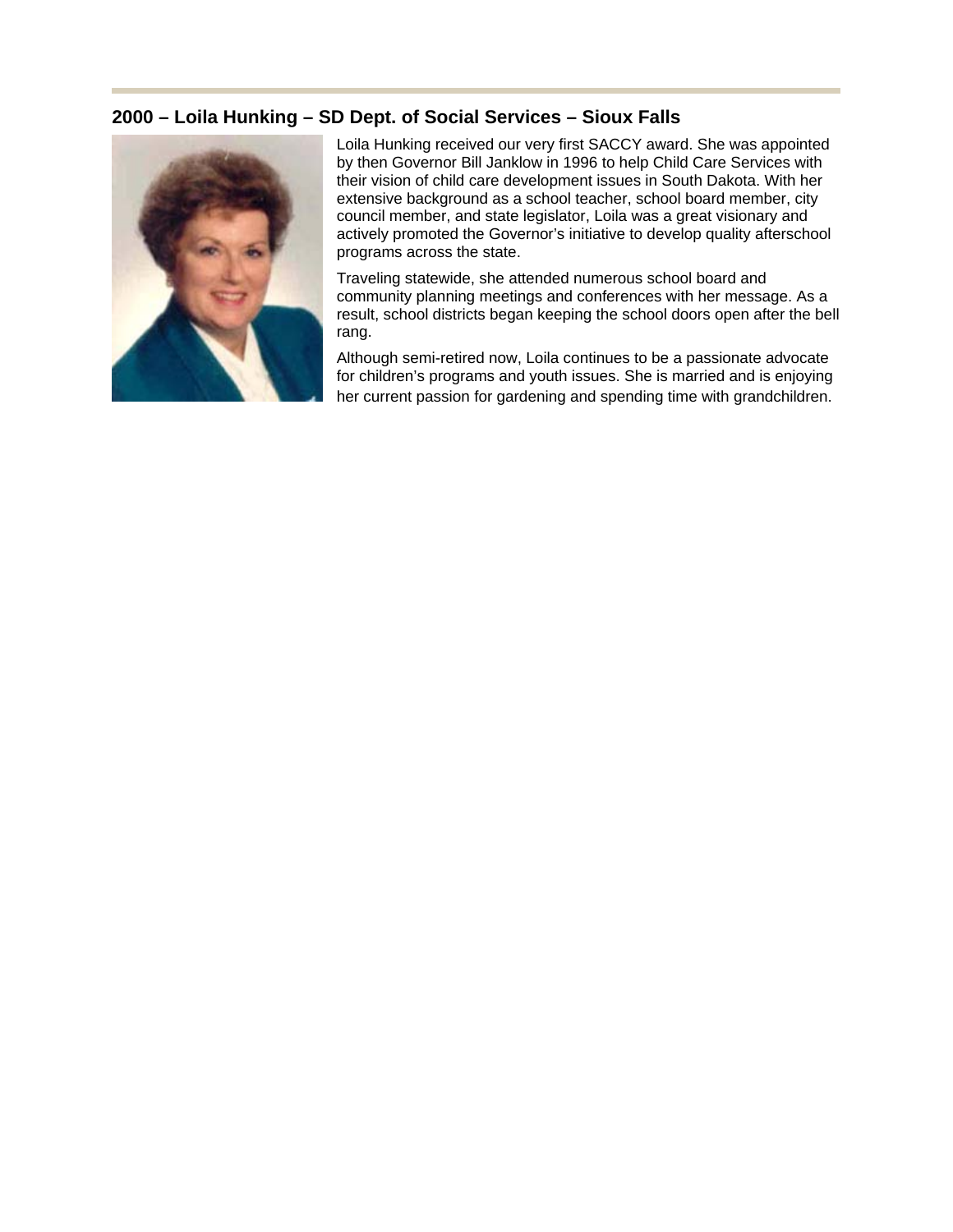## 2000 – Loila Hunking – SD Dept. of Social Services – Sioux Falls

Loila Hunking received our very first SACCY award. She was appointed by then Governor Bill Janklow in 1996 to help Child Care Services with their vision of child care development issues in South Dakota. With her extensive background as a school teacher, school board member, city council member, and state legislator, Loila was a great visionary and actively promoted the Governor's initiative to develop quality afterschool programs across the state.

Traveling statewide, she attended numerous school board and community planning meetings and conferences with her message. As a result, school districts began keeping the school doors open after the bell rang.

Although semi-retired now, Loila continues to be a passionate advocate for children's programs and youth issues. She is married and is enjoying her current passion for gardening and spending time with grandchildren.